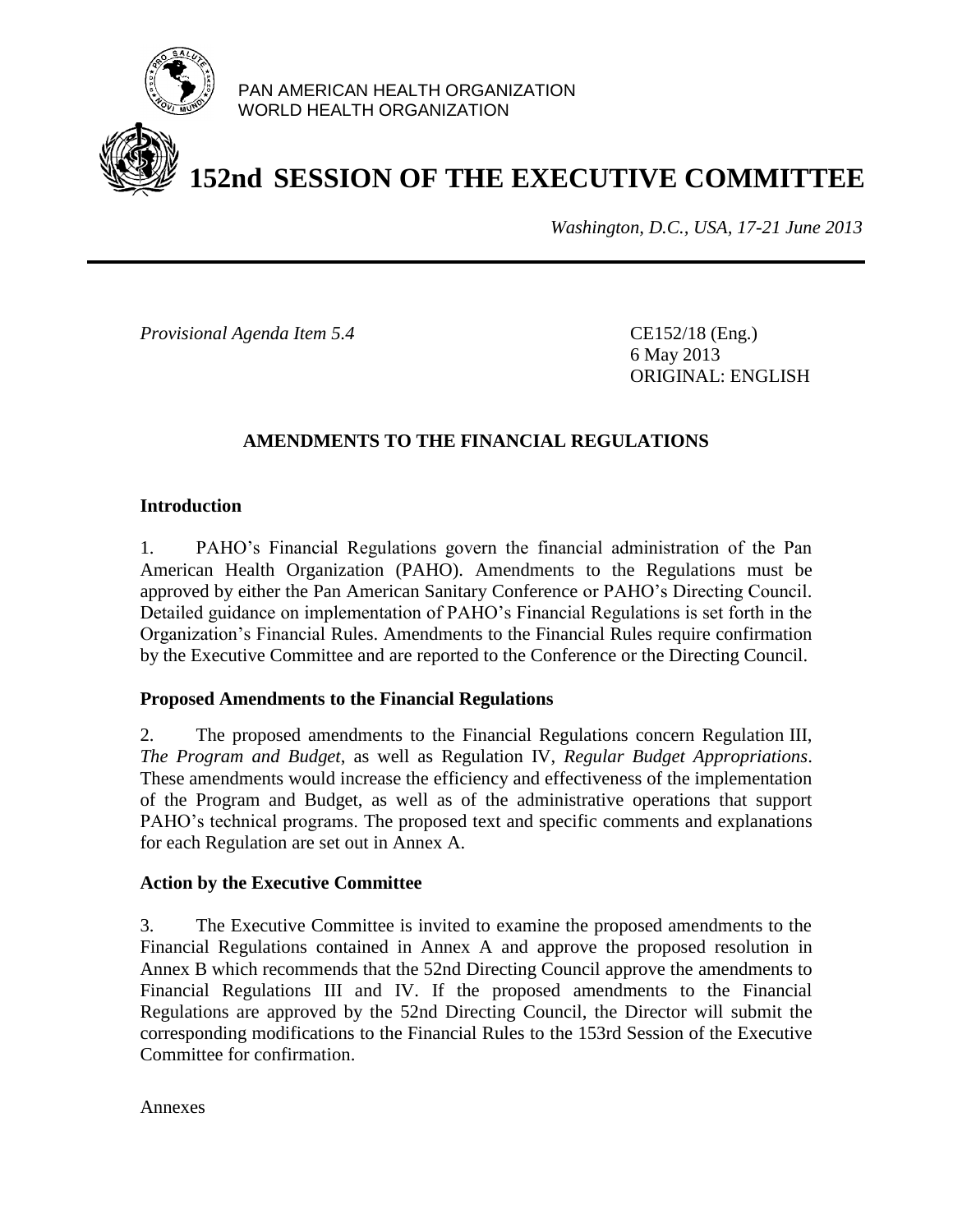PAN AMERICAN HEALTH ORGANIZATION
WORLD HEALTH ORGANIZATION

# 152nd SESSION OF THE EXECUTIVE COMMITTEE

*Washington, D.C., USA, 17-21 June 2013*

---

*Provisional Agenda Item 5.4*

CE152/18 (Eng.)
6 May 2013
ORIGINAL: ENGLISH

## AMENDMENTS TO THE FINANCIAL REGULATIONS

### Introduction

1. PAHO's Financial Regulations govern the financial administration of the Pan American Health Organization (PAHO). Amendments to the Regulations must be approved by either the Pan American Sanitary Conference or PAHO's Directing Council. Detailed guidance on implementation of PAHO's Financial Regulations is set forth in the Organization's Financial Rules. Amendments to the Financial Rules require confirmation by the Executive Committee and are reported to the Conference or the Directing Council.

### Proposed Amendments to the Financial Regulations

2. The proposed amendments to the Financial Regulations concern Regulation III, *The Program and Budget*, as well as Regulation IV, *Regular Budget Appropriations*. These amendments would increase the efficiency and effectiveness of the implementation of the Program and Budget, as well as of the administrative operations that support PAHO's technical programs. The proposed text and specific comments and explanations for each Regulation are set out in Annex A.

### Action by the Executive Committee

3. The Executive Committee is invited to examine the proposed amendments to the Financial Regulations contained in Annex A and approve the proposed resolution in Annex B which recommends that the 52nd Directing Council approve the amendments to Financial Regulations III and IV. If the proposed amendments to the Financial Regulations are approved by the 52nd Directing Council, the Director will submit the corresponding modifications to the Financial Rules to the 153rd Session of the Executive Committee for confirmation.

Annexes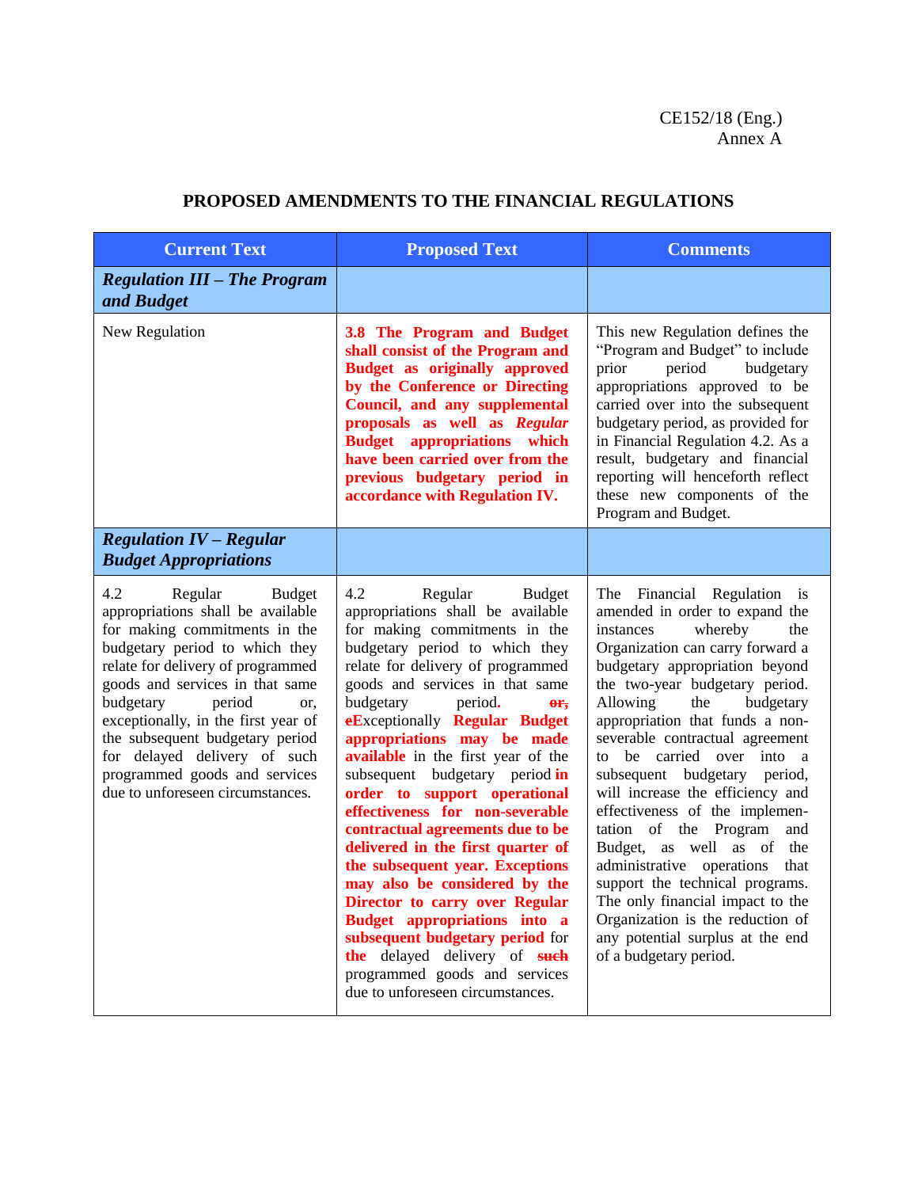CE152/18 (Eng.)
Annex A

## PROPOSED AMENDMENTS TO THE FINANCIAL REGULATIONS

| Current Text | Proposed Text | Comments |
|---|---|---|
| ***Regulation III – The Program and Budget*** | | |
| New Regulation | **3.8 The Program and Budget shall consist of the Program and Budget as originally approved by the Conference or Directing Council, and any supplemental proposals as well as *Regular* Budget appropriations which have been carried over from the previous budgetary period in accordance with Regulation IV.** | This new Regulation defines the "Program and Budget" to include prior period budgetary appropriations approved to be carried over into the subsequent budgetary period, as provided for in Financial Regulation 4.2. As a result, budgetary and financial reporting will henceforth reflect these new components of the Program and Budget. |
| ***Regulation IV – Regular Budget Appropriations*** | | |
| 4.2 Regular Budget appropriations shall be available for making commitments in the budgetary period to which they relate for delivery of programmed goods and services in that same budgetary period or, exceptionally, in the first year of the subsequent budgetary period for delayed delivery of such programmed goods and services due to unforeseen circumstances. | 4.2 Regular Budget appropriations shall be available for making commitments in the budgetary period to which they relate for delivery of programmed goods and services in that same budgetary period**.** ~~or, e~~**E**xceptionally **Regular Budget appropriations may be made available** in the first year of the subsequent budgetary period **in order to support operational effectiveness for non-severable contractual agreements due to be delivered in the first quarter of the subsequent year. Exceptions may also be considered by the Director to carry over Regular Budget appropriations into a subsequent budgetary period** for **the** delayed delivery of ~~such~~ programmed goods and services due to unforeseen circumstances. | The Financial Regulation is amended in order to expand the instances whereby the Organization can carry forward a budgetary appropriation beyond the two-year budgetary period. Allowing the budgetary appropriation that funds a non-severable contractual agreement to be carried over into a subsequent budgetary period, will increase the efficiency and effectiveness of the implementation of the Program and Budget, as well as of the administrative operations that support the technical programs. The only financial impact to the Organization is the reduction of any potential surplus at the end of a budgetary period. |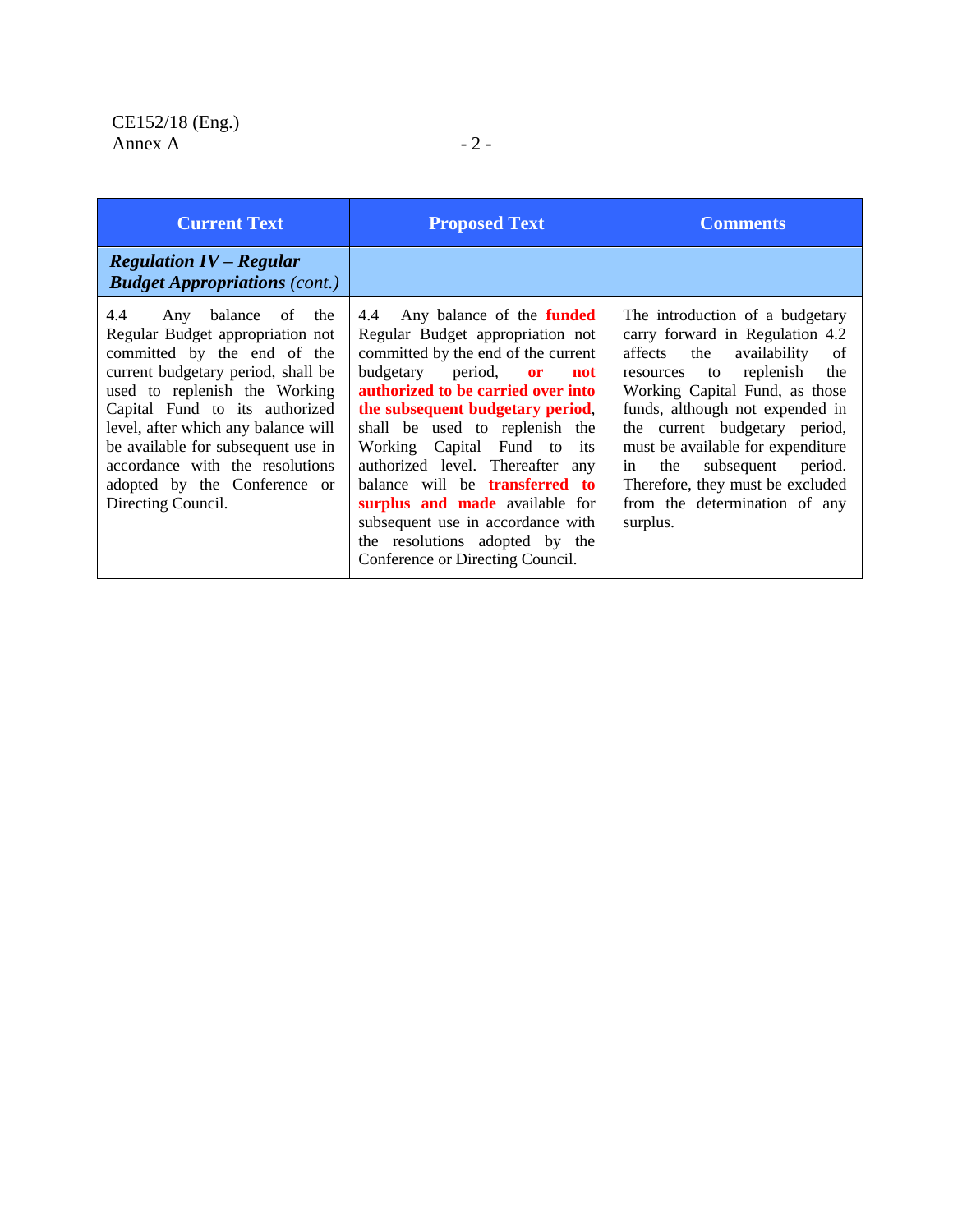| Current Text | Proposed Text | Comments |
|---|---|---|
| ***Regulation IV – Regular Budget Appropriations*** *(cont.)* | | |
| 4.4 Any balance of the Regular Budget appropriation not committed by the end of the current budgetary period, shall be used to replenish the Working Capital Fund to its authorized level, after which any balance will be available for subsequent use in accordance with the resolutions adopted by the Conference or Directing Council. | 4.4 Any balance of the **funded** Regular Budget appropriation not committed by the end of the current budgetary period, **or not authorized to be carried over into the subsequent budgetary period**, shall be used to replenish the Working Capital Fund to its authorized level. Thereafter any balance will be **transferred to surplus and made** available for subsequent use in accordance with the resolutions adopted by the Conference or Directing Council. | The introduction of a budgetary carry forward in Regulation 4.2 affects the availability of resources to replenish the Working Capital Fund, as those funds, although not expended in the current budgetary period, must be available for expenditure in the subsequent period. Therefore, they must be excluded from the determination of any surplus. |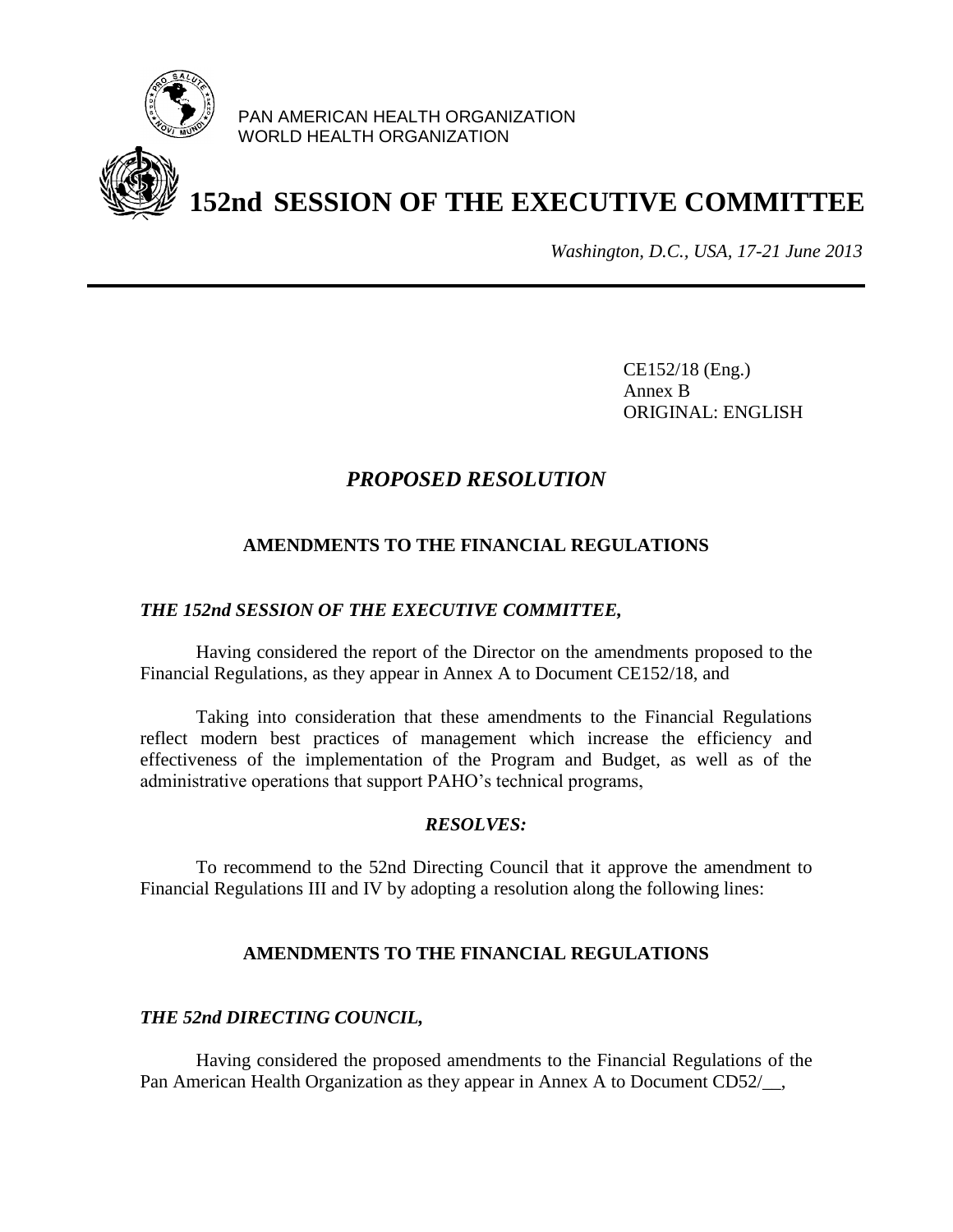PAN AMERICAN HEALTH ORGANIZATION
WORLD HEALTH ORGANIZATION

# 152nd SESSION OF THE EXECUTIVE COMMITTEE

*Washington, D.C., USA, 17-21 June 2013*

CE152/18 (Eng.)
Annex B
ORIGINAL: ENGLISH

## *PROPOSED RESOLUTION*

### AMENDMENTS TO THE FINANCIAL REGULATIONS

***THE 152nd SESSION OF THE EXECUTIVE COMMITTEE,***

Having considered the report of the Director on the amendments proposed to the Financial Regulations, as they appear in Annex A to Document CE152/18, and

Taking into consideration that these amendments to the Financial Regulations reflect modern best practices of management which increase the efficiency and effectiveness of the implementation of the Program and Budget, as well as of the administrative operations that support PAHO's technical programs,

***RESOLVES:***

To recommend to the 52nd Directing Council that it approve the amendment to Financial Regulations III and IV by adopting a resolution along the following lines:

### AMENDMENTS TO THE FINANCIAL REGULATIONS

***THE 52nd DIRECTING COUNCIL,***

Having considered the proposed amendments to the Financial Regulations of the Pan American Health Organization as they appear in Annex A to Document CD52/__,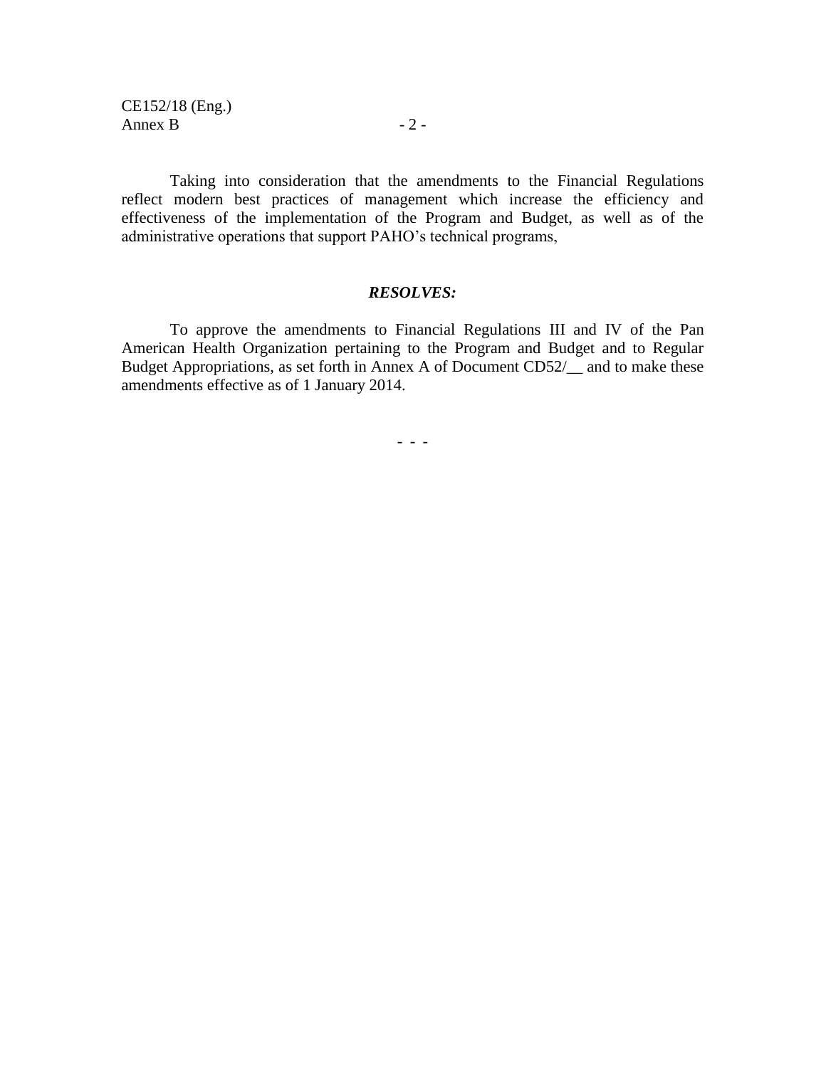Taking into consideration that the amendments to the Financial Regulations reflect modern best practices of management which increase the efficiency and effectiveness of the implementation of the Program and Budget, as well as of the administrative operations that support PAHO's technical programs,

***RESOLVES:***

To approve the amendments to Financial Regulations III and IV of the Pan American Health Organization pertaining to the Program and Budget and to Regular Budget Appropriations, as set forth in Annex A of Document CD52/__ and to make these amendments effective as of 1 January 2014.

- - -